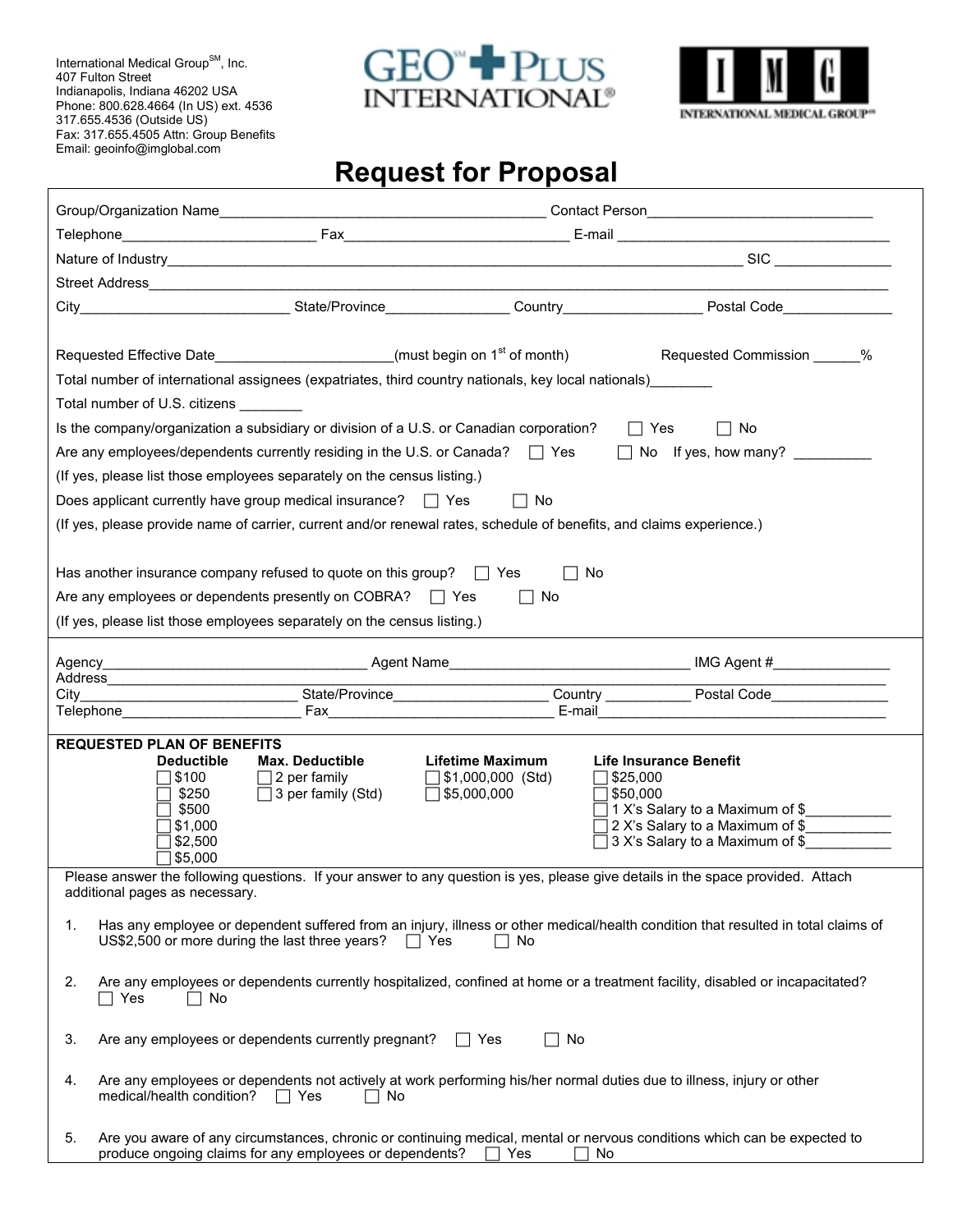International Medical Group[SM], Inc.
407 Fulton Street
Indianapolis, Indiana 46202 USA
Phone: 800.628.4664 (In US) ext. 4536
317.655.4536 (Outside US)
Fax: 317.655.4505 Attn: Group Benefits
Email: geoinfo@imglobal.com

GEO[SM] PLUS INTERNATIONAL®

IMG INTERNATIONAL MEDICAL GROUP[SM]

# Request for Proposal

Group/Organization Name__________________________________________ Contact Person____________________________

Telephone________________________ Fax____________________________ E-mail __________________________________

Nature of Industry___________________________________________________________________________ SIC _______________

Street Address_____________________________________________________________________________________________

City__________________________ State/Province_______________ Country_________________ Postal Code______________

Requested Effective Date______________________(must begin on 1st of month) Requested Commission ______%

Total number of international assignees (expatriates, third country nationals, key local nationals)________

Total number of U.S. citizens ________

Is the company/organization a subsidiary or division of a U.S. or Canadian corporation? ☐ Yes ☐ No

Are any employees/dependents currently residing in the U.S. or Canada? ☐ Yes ☐ No If yes, how many? __________

(If yes, please list those employees separately on the census listing.)

Does applicant currently have group medical insurance? ☐ Yes ☐ No

(If yes, please provide name of carrier, current and/or renewal rates, schedule of benefits, and claims experience.)

Has another insurance company refused to quote on this group? ☐ Yes ☐ No

Are any employees or dependents presently on COBRA? ☐ Yes ☐ No

(If yes, please list those employees separately on the census listing.)

---

Agency_________________________________ Agent Name______________________________ IMG Agent #_______________

Address___________________________________________________________________________________________________

City__________________________ State/Province____________________ Country ___________ Postal Code_______________

Telephone_______________________ Fax_____________________________ E-mail_____________________________________

---

**REQUESTED PLAN OF BENEFITS**

| Deductible | Max. Deductible | Lifetime Maximum | Life Insurance Benefit |
|---|---|---|---|
| ☐ $100 | ☐ 2 per family | ☐ $1,000,000 (Std) | ☐ $25,000 |
| ☐ $250 | ☐ 3 per family (Std) | ☐ $5,000,000 | ☐ $50,000 |
| ☐ $500 | | | ☐ 1 X's Salary to a Maximum of $___________ |
| ☐ $1,000 | | | ☐ 2 X's Salary to a Maximum of $___________ |
| ☐ $2,500 | | | ☐ 3 X's Salary to a Maximum of $___________ |
| ☐ $5,000 | | | |

---

Please answer the following questions. If your answer to any question is yes, please give details in the space provided. Attach additional pages as necessary.

1. Has any employee or dependent suffered from an injury, illness or other medical/health condition that resulted in total claims of US$2,500 or more during the last three years? ☐ Yes ☐ No

2. Are any employees or dependents currently hospitalized, confined at home or a treatment facility, disabled or incapacitated? ☐ Yes ☐ No

3. Are any employees or dependents currently pregnant? ☐ Yes ☐ No

4. Are any employees or dependents not actively at work performing his/her normal duties due to illness, injury or other medical/health condition? ☐ Yes ☐ No

5. Are you aware of any circumstances, chronic or continuing medical, mental or nervous conditions which can be expected to produce ongoing claims for any employees or dependents? ☐ Yes ☐ No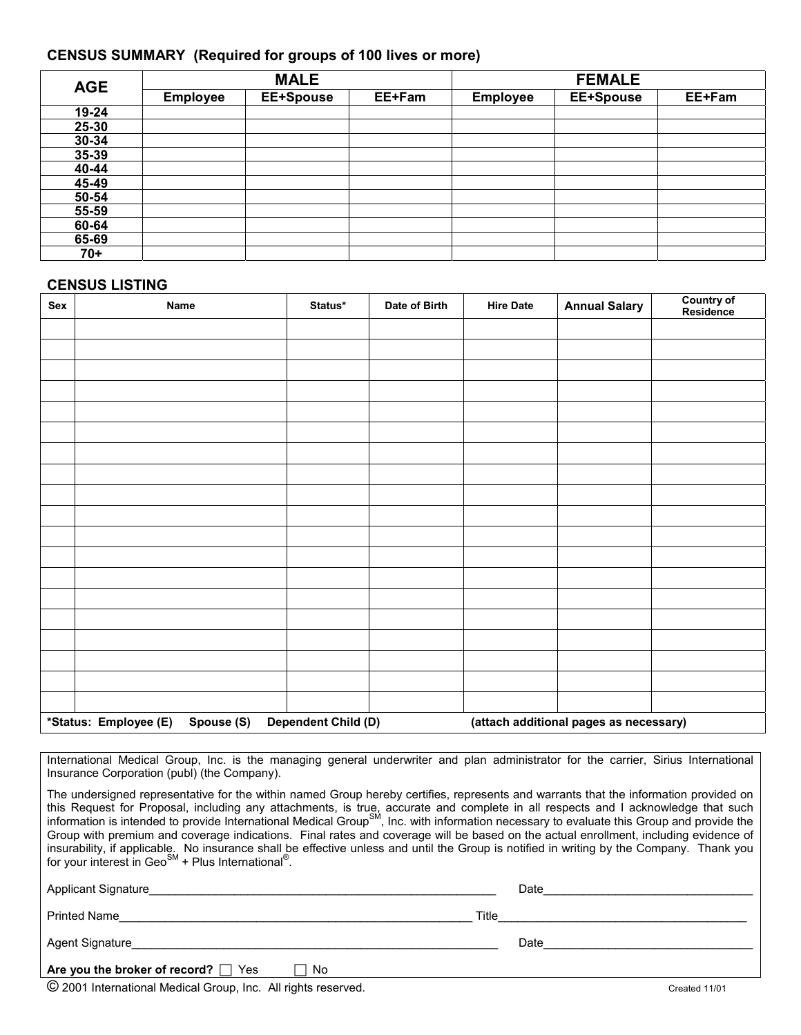## CENSUS SUMMARY (Required for groups of 100 lives or more)

| AGE | MALE | | | FEMALE | | |
|---|---|---|---|---|---|---|
| | Employee | EE+Spouse | EE+Fam | Employee | EE+Spouse | EE+Fam |
| 19-24 | | | | | | |
| 25-30 | | | | | | |
| 30-34 | | | | | | |
| 35-39 | | | | | | |
| 40-44 | | | | | | |
| 45-49 | | | | | | |
| 50-54 | | | | | | |
| 55-59 | | | | | | |
| 60-64 | | | | | | |
| 65-69 | | | | | | |
| 70+ | | | | | | |

## CENSUS LISTING

| Sex | Name | Status* | Date of Birth | Hire Date | Annual Salary | Country of Residence |
|---|---|---|---|---|---|---|
| | | | | | | |
| | | | | | | |
| | | | | | | |
| | | | | | | |
| | | | | | | |
| | | | | | | |
| | | | | | | |
| | | | | | | |
| | | | | | | |
| | | | | | | |
| | | | | | | |
| | | | | | | |
| | | | | | | |
| | | | | | | |
| | | | | | | |
| | | | | | | |
| | | | | | | |
| | | | | | | |
| | | | | | | |

**\*Status: Employee (E) Spouse (S) Dependent Child (D)** **(attach additional pages as necessary)**

International Medical Group, Inc. is the managing general underwriter and plan administrator for the carrier, Sirius International Insurance Corporation (publ) (the Company).

The undersigned representative for the within named Group hereby certifies, represents and warrants that the information provided on this Request for Proposal, including any attachments, is true, accurate and complete in all respects and I acknowledge that such information is intended to provide International Medical Group[SM], Inc. with information necessary to evaluate this Group and provide the Group with premium and coverage indications. Final rates and coverage will be based on the actual enrollment, including evidence of insurability, if applicable. No insurance shall be effective unless and until the Group is notified in writing by the Company. Thank you for your interest in Geo[SM] + Plus International®.

Applicant Signature_______________________________________________________ Date_______________________________

Printed Name_________________________________________________________ Title______________________________________

Agent Signature_______________________________________________________ Date_______________________________

**Are you the broker of record?** ☐ Yes ☐ No

© 2001 International Medical Group, Inc. All rights reserved.

Created 11/01